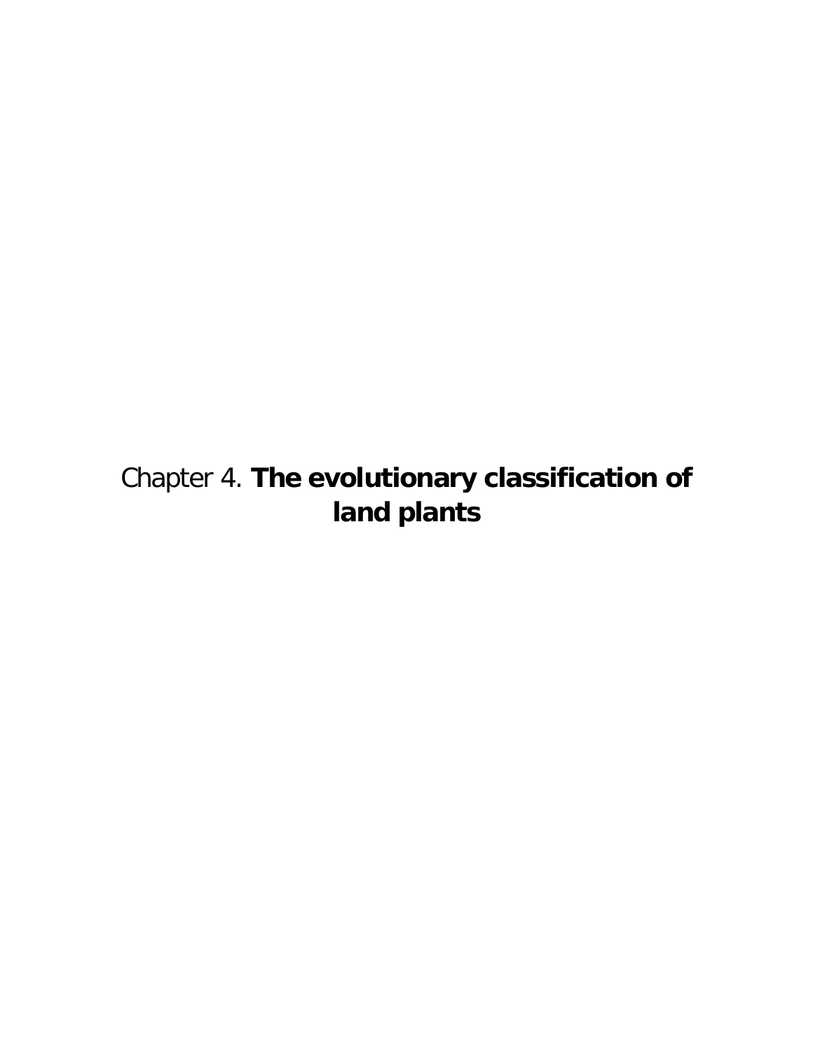# Chapter 4. **The evolutionary classification of land plants**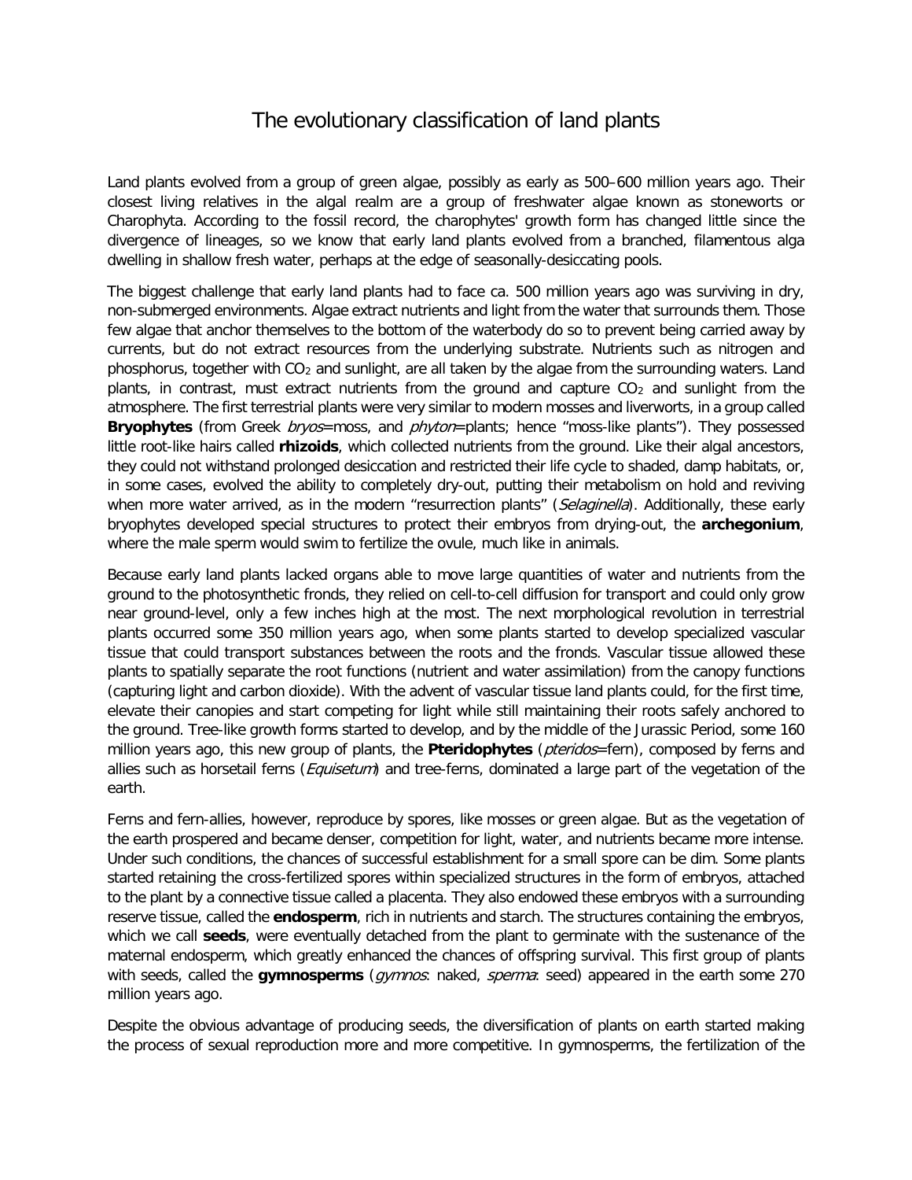# The evolutionary classification of land plants

Land plants evolved from a group of green algae, possibly as early as 500–600 million years ago. Their closest living relatives in the algal realm are a group of freshwater algae known as stoneworts or Charophyta. According to the fossil record, the charophytes' growth form has changed little since the divergence of lineages, so we know that early land plants evolved from a branched, filamentous alga dwelling in shallow fresh water, perhaps at the edge of seasonally-desiccating pools.

The biggest challenge that early land plants had to face ca. 500 million years ago was surviving in dry, non-submerged environments. Algae extract nutrients and light from the water that surrounds them. Those few algae that anchor themselves to the bottom of the waterbody do so to prevent being carried away by currents, but do not extract resources from the underlying substrate. Nutrients such as nitrogen and phosphorus, together with $CO_2$ and sunlight, are all taken by the algae from the surrounding waters. Land plants, in contrast, must extract nutrients from the ground and capture $CO_2$ and sunlight from the atmosphere. The first terrestrial plants were very similar to modern mosses and liverworts, in a group called **Bryophytes** (from Greek *bryos*=moss, and *phyton*=plants; hence "moss-like plants"). They possessed little root-like hairs called **rhizoids**, which collected nutrients from the ground. Like their algal ancestors, they could not withstand prolonged desiccation and restricted their life cycle to shaded, damp habitats, or, in some cases, evolved the ability to completely dry-out, putting their metabolism on hold and reviving when more water arrived, as in the modern "resurrection plants" (*Selaginella*). Additionally, these early bryophytes developed special structures to protect their embryos from drying-out, the **archegonium**, where the male sperm would swim to fertilize the ovule, much like in animals.

Because early land plants lacked organs able to move large quantities of water and nutrients from the ground to the photosynthetic fronds, they relied on cell-to-cell diffusion for transport and could only grow near ground-level, only a few inches high at the most. The next morphological revolution in terrestrial plants occurred some 350 million years ago, when some plants started to develop specialized vascular tissue that could transport substances between the roots and the fronds. Vascular tissue allowed these plants to spatially separate the root functions (nutrient and water assimilation) from the canopy functions (capturing light and carbon dioxide). With the advent of vascular tissue land plants could, for the first time, elevate their canopies and start competing for light while still maintaining their roots safely anchored to the ground. Tree-like growth forms started to develop, and by the middle of the Jurassic Period, some 160 million years ago, this new group of plants, the **Pteridophytes** (*pteridos*=fern), composed by ferns and allies such as horsetail ferns (*Equisetum*) and tree-ferns, dominated a large part of the vegetation of the earth.

Ferns and fern-allies, however, reproduce by spores, like mosses or green algae. But as the vegetation of the earth prospered and became denser, competition for light, water, and nutrients became more intense. Under such conditions, the chances of successful establishment for a small spore can be dim. Some plants started retaining the cross-fertilized spores within specialized structures in the form of embryos, attached to the plant by a connective tissue called a placenta. They also endowed these embryos with a surrounding reserve tissue, called the **endosperm**, rich in nutrients and starch. The structures containing the embryos, which we call **seeds**, were eventually detached from the plant to germinate with the sustenance of the maternal endosperm, which greatly enhanced the chances of offspring survival. This first group of plants with seeds, called the **gymnosperms** (*gymnos*: naked, *sperma*: seed) appeared in the earth some 270 million years ago.

Despite the obvious advantage of producing seeds, the diversification of plants on earth started making the process of sexual reproduction more and more competitive. In gymnosperms, the fertilization of the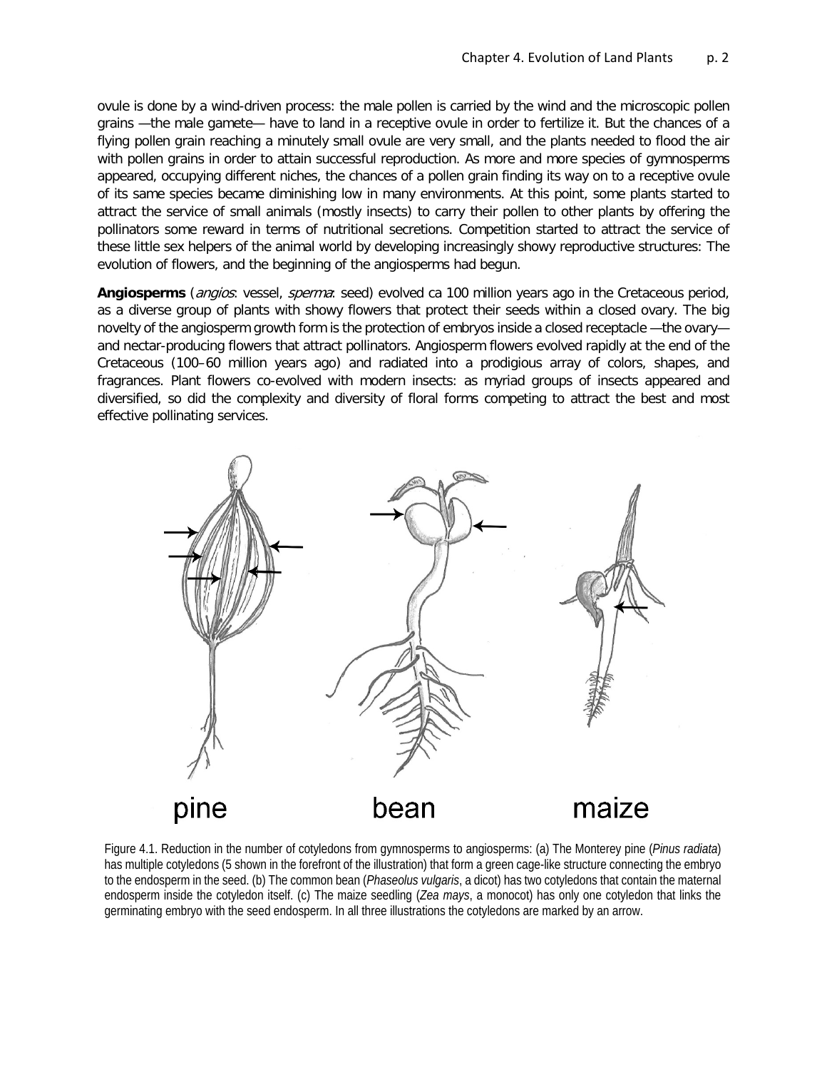ovule is done by a wind-driven process: the male pollen is carried by the wind and the microscopic pollen grains —the male gamete— have to land in a receptive ovule in order to fertilize it. But the chances of a flying pollen grain reaching a minutely small ovule are very small, and the plants needed to flood the air with pollen grains in order to attain successful reproduction. As more and more species of gymnosperms appeared, occupying different niches, the chances of a pollen grain finding its way on to a receptive ovule of its same species became diminishing low in many environments. At this point, some plants started to attract the service of small animals (mostly insects) to carry their pollen to other plants by offering the pollinators some reward in terms of nutritional secretions. Competition started to attract the service of these little sex helpers of the animal world by developing increasingly showy reproductive structures: The evolution of flowers, and the beginning of the angiosperms had begun.

**Angiosperms** (*angios*: vessel, *sperma*: seed) evolved ca 100 million years ago in the Cretaceous period, as a diverse group of plants with showy flowers that protect their seeds within a closed ovary. The big novelty of the angiosperm growth form is the protection of embryos inside a closed receptacle —the ovary— and nectar-producing flowers that attract pollinators. Angiosperm flowers evolved rapidly at the end of the Cretaceous (100–60 million years ago) and radiated into a prodigious array of colors, shapes, and fragrances. Plant flowers co-evolved with modern insects: as myriad groups of insects appeared and diversified, so did the complexity and diversity of floral forms competing to attract the best and most effective pollinating services.

pine bean maize

Figure 4.1. Reduction in the number of cotyledons from gymnosperms to angiosperms: (a) The Monterey pine (*Pinus radiata*) has multiple cotyledons (5 shown in the forefront of the illustration) that form a green cage-like structure connecting the embryo to the endosperm in the seed. (b) The common bean (*Phaseolus vulgaris*, a dicot) has two cotyledons that contain the maternal endosperm inside the cotyledon itself. (c) The maize seedling (*Zea mays*, a monocot) has only one cotyledon that links the germinating embryo with the seed endosperm. In all three illustrations the cotyledons are marked by an arrow.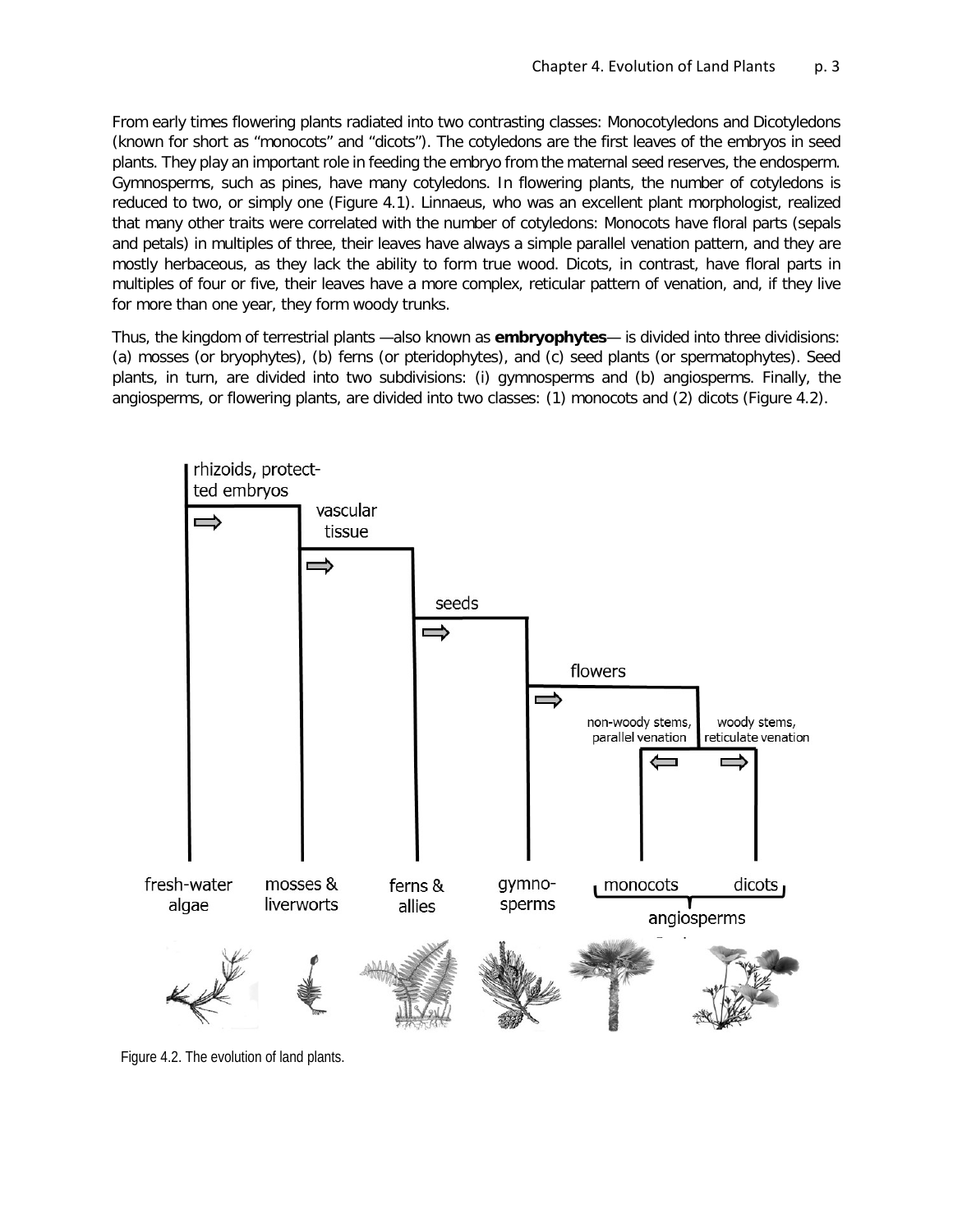From early times flowering plants radiated into two contrasting classes: Monocotyledons and Dicotyledons (known for short as "monocots" and "dicots"). The cotyledons are the first leaves of the embryos in seed plants. They play an important role in feeding the embryo from the maternal seed reserves, the endosperm. Gymnosperms, such as pines, have many cotyledons. In flowering plants, the number of cotyledons is reduced to two, or simply one (Figure 4.1). Linnaeus, who was an excellent plant morphologist, realized that many other traits were correlated with the number of cotyledons: Monocots have floral parts (sepals and petals) in multiples of three, their leaves have always a simple parallel venation pattern, and they are mostly herbaceous, as they lack the ability to form true wood. Dicots, in contrast, have floral parts in multiples of four or five, their leaves have a more complex, reticular pattern of venation, and, if they live for more than one year, they form woody trunks.

Thus, the kingdom of terrestrial plants —also known as **embryophytes**— is divided into three dividisions: (a) mosses (or bryophytes), (b) ferns (or pteridophytes), and (c) seed plants (or spermatophytes). Seed plants, in turn, are divided into two subdivisions: (i) gymnosperms and (b) angiosperms. Finally, the angiosperms, or flowering plants, are divided into two classes: (1) monocots and (2) dicots (Figure 4.2).

Figure 4.2. The evolution of land plants.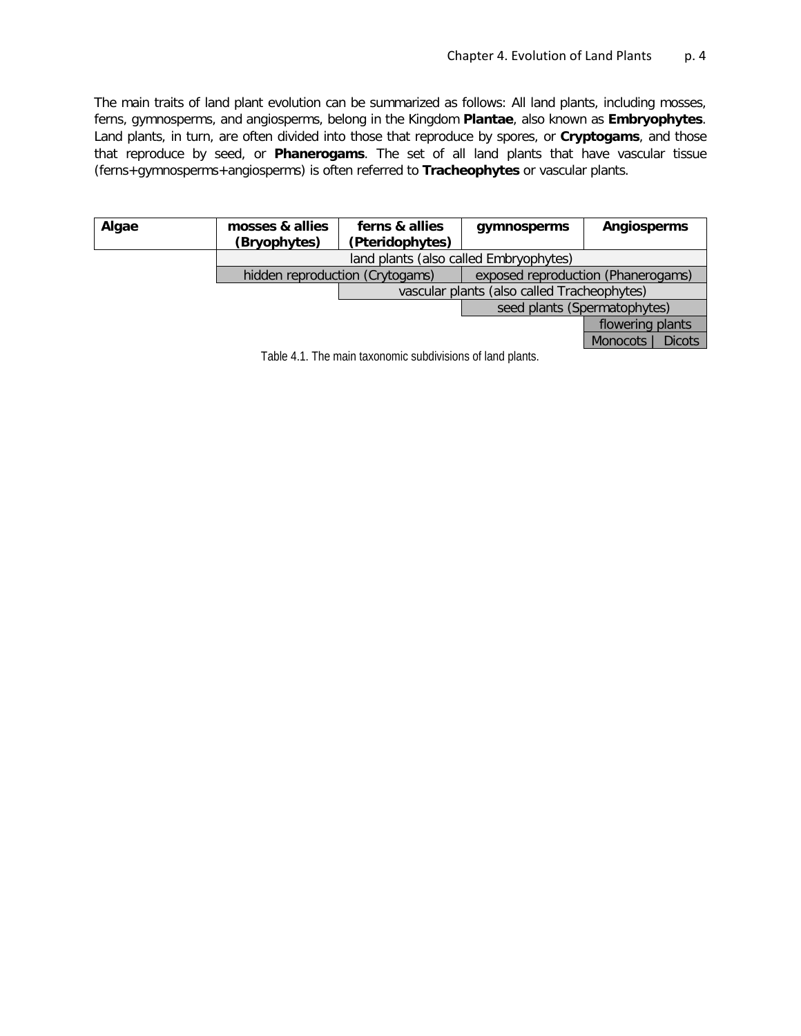The main traits of land plant evolution can be summarized as follows: All land plants, including mosses, ferns, gymnosperms, and angiosperms, belong in the Kingdom **Plantae**, also known as **Embryophytes**. Land plants, in turn, are often divided into those that reproduce by spores, or **Cryptogams**, and those that reproduce by seed, or **Phanerogams**. The set of all land plants that have vascular tissue (ferns+gymnosperms+angiosperms) is often referred to **Tracheophytes** or vascular plants.

| **Algae** | **mosses & allies (Bryophytes)** | **ferns & allies (Pteridophytes)** | **gymnosperms** | **Angiosperms** |
|---|---|---|---|---|
| | land plants (also called Embryophytes) | | | |
| | hidden reproduction (Crytogams) | | exposed reproduction (Phanerogams) | |
| | | vascular plants (also called Tracheophytes) | | |
| | | | seed plants (Spermatophytes) | |
| | | | | flowering plants |
| | | | | Monocots \| Dicots |

Table 4.1. The main taxonomic subdivisions of land plants.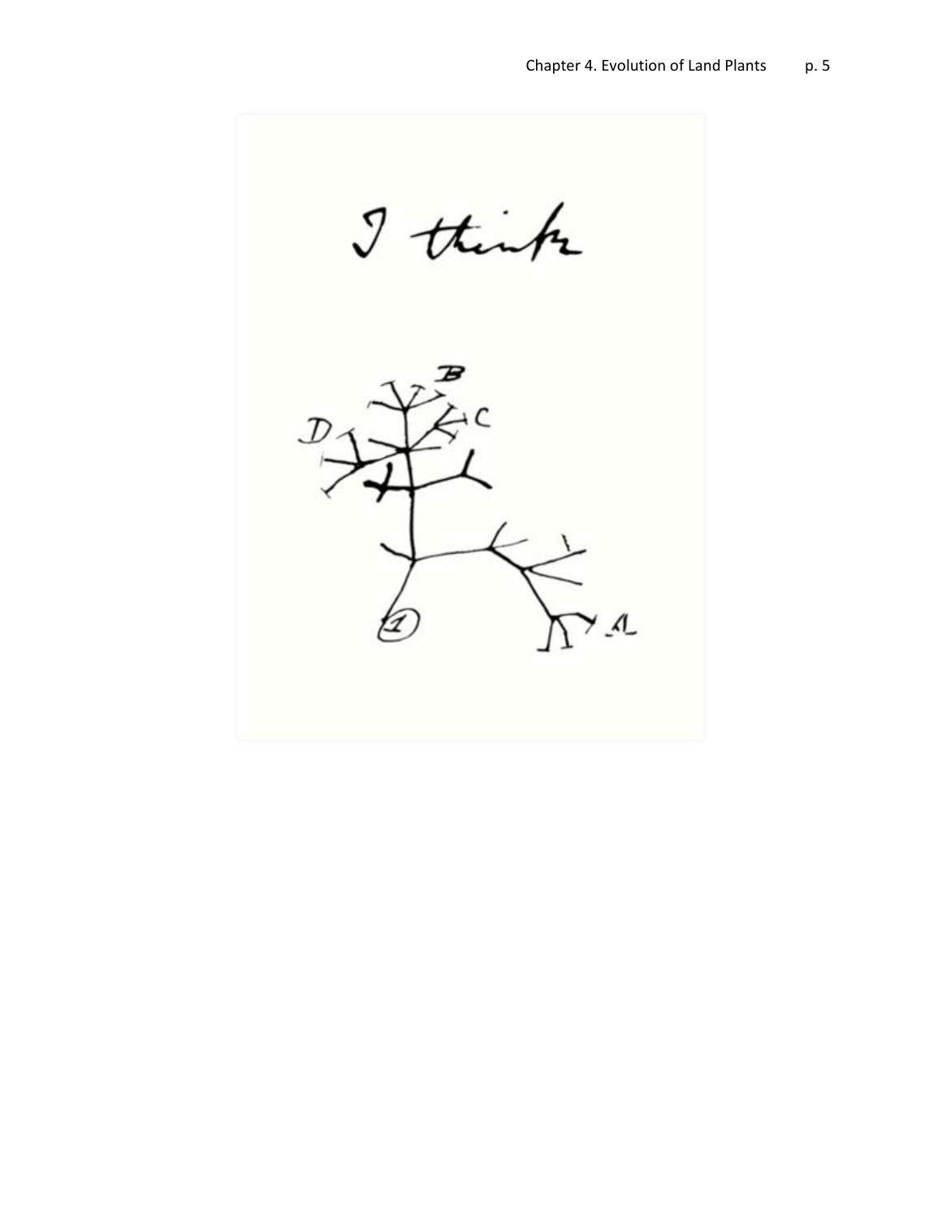I think

B

C

D

1

A